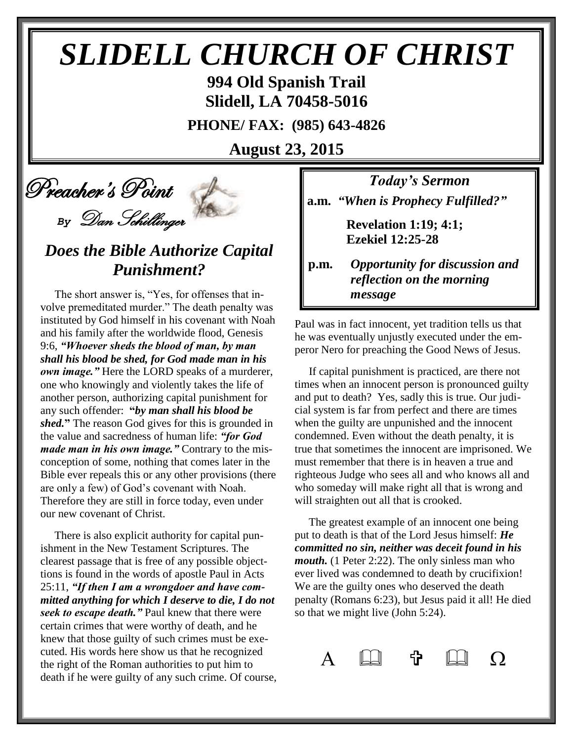# SLIDELL CHURCH OF CHRIST

**994 Old Spanish Trail**
**Slidell, LA 70458-5016**

**PHONE/ FAX: (985) 643-4826**

**August 23, 2015**

## Preacher's Point

*By Dan Schillinger*

### *Does the Bible Authorize Capital Punishment?*

The short answer is, "Yes, for offenses that involve premeditated murder." The death penalty was instituted by God himself in his covenant with Noah and his family after the worldwide flood, Genesis 9:6, ***"Whoever sheds the blood of man, by man shall his blood be shed, for God made man in his own image."*** Here the LORD speaks of a murderer, one who knowingly and violently takes the life of another person, authorizing capital punishment for any such offender: **"*by man shall his blood be shed.*"** The reason God gives for this is grounded in the value and sacredness of human life: ***"for God made man in his own image."*** Contrary to the misconception of some, nothing that comes later in the Bible ever repeals this or any other provisions (there are only a few) of God's covenant with Noah. Therefore they are still in force today, even under our new covenant of Christ.

There is also explicit authority for capital punishment in the New Testament Scriptures. The clearest passage that is free of any possible objections is found in the words of apostle Paul in Acts 25:11, ***"If then I am a wrongdoer and have committed anything for which I deserve to die, I do not seek to escape death."*** Paul knew that there were certain crimes that were worthy of death, and he knew that those guilty of such crimes must be executed. His words here show us that he recognized the right of the Roman authorities to put him to death if he were guilty of any such crime. Of course, Paul was in fact innocent, yet tradition tells us that he was eventually unjustly executed under the emperor Nero for preaching the Good News of Jesus.

If capital punishment is practiced, are there not times when an innocent person is pronounced guilty and put to death? Yes, sadly this is true. Our judicial system is far from perfect and there are times when the guilty are unpunished and the innocent condemned. Even without the death penalty, it is true that sometimes the innocent are imprisoned. We must remember that there is in heaven a true and righteous Judge who sees all and who knows all and who someday will make right all that is wrong and will straighten out all that is crooked.

The greatest example of an innocent one being put to death is that of the Lord Jesus himself: ***He committed no sin, neither was deceit found in his mouth.*** (1 Peter 2:22). The only sinless man who ever lived was condemned to death by crucifixion! We are the guilty ones who deserved the death penalty (Romans 6:23), but Jesus paid it all! He died so that we might live (John 5:24).

---

### *Today's Sermon*

**a.m.** ***"When is Prophecy Fulfilled?"***

**Revelation 1:19; 4:1; Ezekiel 12:25-28**

**p.m.** ***Opportunity for discussion and reflection on the morning message***

---

A 📖 ✞ 📖 Ω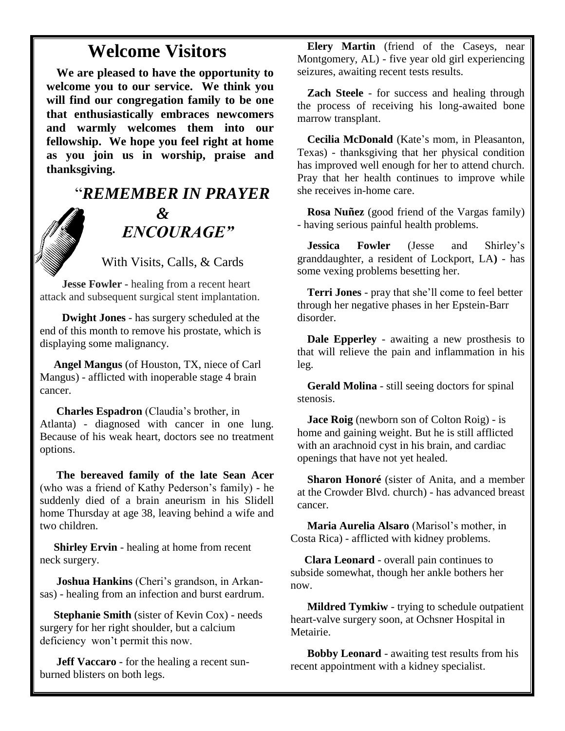# Welcome Visitors

**We are pleased to have the opportunity to welcome you to our service. We think you will find our congregation family to be one that enthusiastically embraces newcomers and warmly welcomes them into our fellowship. We hope you feel right at home as you join us in worship, praise and thanksgiving.**

## "*REMEMBER IN PRAYER & ENCOURAGE"*

With Visits, Calls, & Cards

**Jesse Fowler** - healing from a recent heart attack and subsequent surgical stent implantation.

**Dwight Jones** - has surgery scheduled at the end of this month to remove his prostate, which is displaying some malignancy.

**Angel Mangus** (of Houston, TX, niece of Carl Mangus) - afflicted with inoperable stage 4 brain cancer.

**Charles Espadron** (Claudia's brother, in Atlanta) - diagnosed with cancer in one lung. Because of his weak heart, doctors see no treatment options.

**The bereaved family of the late Sean Acer** (who was a friend of Kathy Pederson's family) - he suddenly died of a brain aneurism in his Slidell home Thursday at age 38, leaving behind a wife and two children.

**Shirley Ervin** - healing at home from recent neck surgery.

**Joshua Hankins** (Cheri's grandson, in Arkansas) - healing from an infection and burst eardrum.

**Stephanie Smith** (sister of Kevin Cox) - needs surgery for her right shoulder, but a calcium deficiency won't permit this now.

**Jeff Vaccaro** - for the healing a recent sunburned blisters on both legs.

**Elery Martin** (friend of the Caseys, near Montgomery, AL) - five year old girl experiencing seizures, awaiting recent tests results.

**Zach Steele** - for success and healing through the process of receiving his long-awaited bone marrow transplant.

**Cecilia McDonald** (Kate's mom, in Pleasanton, Texas) - thanksgiving that her physical condition has improved well enough for her to attend church. Pray that her health continues to improve while she receives in-home care.

**Rosa Nuñez** (good friend of the Vargas family) - having serious painful health problems.

**Jessica Fowler** (Jesse and Shirley's granddaughter, a resident of Lockport, LA**)** - has some vexing problems besetting her.

**Terri Jones** - pray that she'll come to feel better through her negative phases in her Epstein-Barr disorder.

**Dale Epperley** - awaiting a new prosthesis to that will relieve the pain and inflammation in his leg.

**Gerald Molina** - still seeing doctors for spinal stenosis.

**Jace Roig** (newborn son of Colton Roig) - is home and gaining weight. But he is still afflicted with an arachnoid cyst in his brain, and cardiac openings that have not yet healed.

**Sharon Honoré** (sister of Anita, and a member at the Crowder Blvd. church) - has advanced breast cancer.

**Maria Aurelia Alsaro** (Marisol's mother, in Costa Rica) - afflicted with kidney problems.

**Clara Leonard** - overall pain continues to subside somewhat, though her ankle bothers her now.

**Mildred Tymkiw** - trying to schedule outpatient heart-valve surgery soon, at Ochsner Hospital in Metairie.

**Bobby Leonard** - awaiting test results from his recent appointment with a kidney specialist.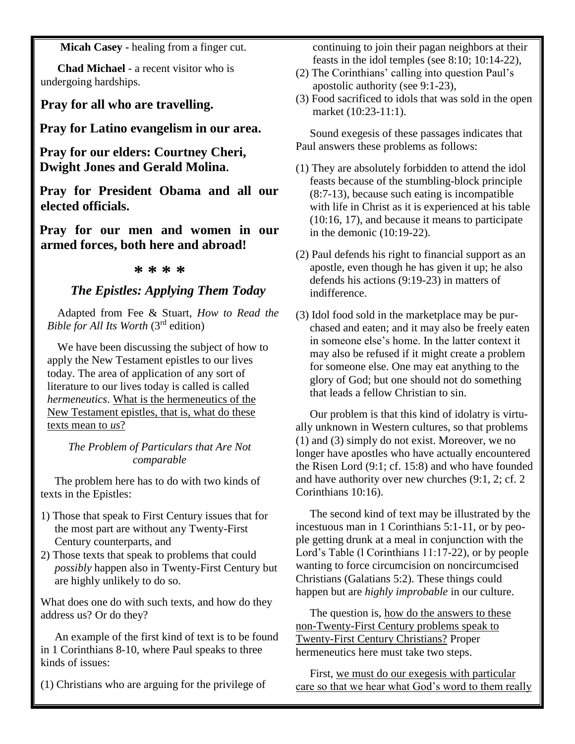**Micah Casey** - healing from a finger cut.

**Chad Michael** - a recent visitor who is undergoing hardships.

**Pray for all who are travelling.**

**Pray for Latino evangelism in our area.**

**Pray for our elders: Courtney Cheri, Dwight Jones and Gerald Molina.**

**Pray for President Obama and all our elected officials.**

**Pray for our men and women in our armed forces, both here and abroad!**

**\* \* \* \***

## *The Epistles: Applying Them Today*

Adapted from Fee & Stuart, *How to Read the Bible for All Its Worth* (3rd edition)

We have been discussing the subject of how to apply the New Testament epistles to our lives today. The area of application of any sort of literature to our lives today is called is called *hermeneutics*. What is the hermeneutics of the New Testament epistles, that is, what do these texts mean to *us*?

### *The Problem of Particulars that Are Not comparable*

The problem here has to do with two kinds of texts in the Epistles:

1) Those that speak to First Century issues that for the most part are without any Twenty-First Century counterparts, and
2) Those texts that speak to problems that could *possibly* happen also in Twenty-First Century but are highly unlikely to do so.

What does one do with such texts, and how do they address us? Or do they?

An example of the first kind of text is to be found in 1 Corinthians 8-10, where Paul speaks to three kinds of issues:

(1) Christians who are arguing for the privilege of continuing to join their pagan neighbors at their feasts in the idol temples (see 8:10; 10:14-22),
(2) The Corinthians' calling into question Paul's apostolic authority (see 9:1-23),
(3) Food sacrificed to idols that was sold in the open market (10:23-11:1).

Sound exegesis of these passages indicates that Paul answers these problems as follows:

(1) They are absolutely forbidden to attend the idol feasts because of the stumbling-block principle (8:7-13), because such eating is incompatible with life in Christ as it is experienced at his table (10:16, 17), and because it means to participate in the demonic (10:19-22).

(2) Paul defends his right to financial support as an apostle, even though he has given it up; he also defends his actions (9:19-23) in matters of indifference.

(3) Idol food sold in the marketplace may be purchased and eaten; and it may also be freely eaten in someone else's home. In the latter context it may also be refused if it might create a problem for someone else. One may eat anything to the glory of God; but one should not do something that leads a fellow Christian to sin.

Our problem is that this kind of idolatry is virtually unknown in Western cultures, so that problems (1) and (3) simply do not exist. Moreover, we no longer have apostles who have actually encountered the Risen Lord (9:1; cf. 15:8) and who have founded and have authority over new churches (9:1, 2; cf. 2 Corinthians 10:16).

The second kind of text may be illustrated by the incestuous man in 1 Corinthians 5:1-11, or by people getting drunk at a meal in conjunction with the Lord's Table (l Corinthians 11:17-22), or by people wanting to force circumcision on noncircumcised Christians (Galatians 5:2). These things could happen but are *highly improbable* in our culture.

The question is, how do the answers to these non-Twenty-First Century problems speak to Twenty-First Century Christians? Proper hermeneutics here must take two steps.

First, we must do our exegesis with particular care so that we hear what God's word to them really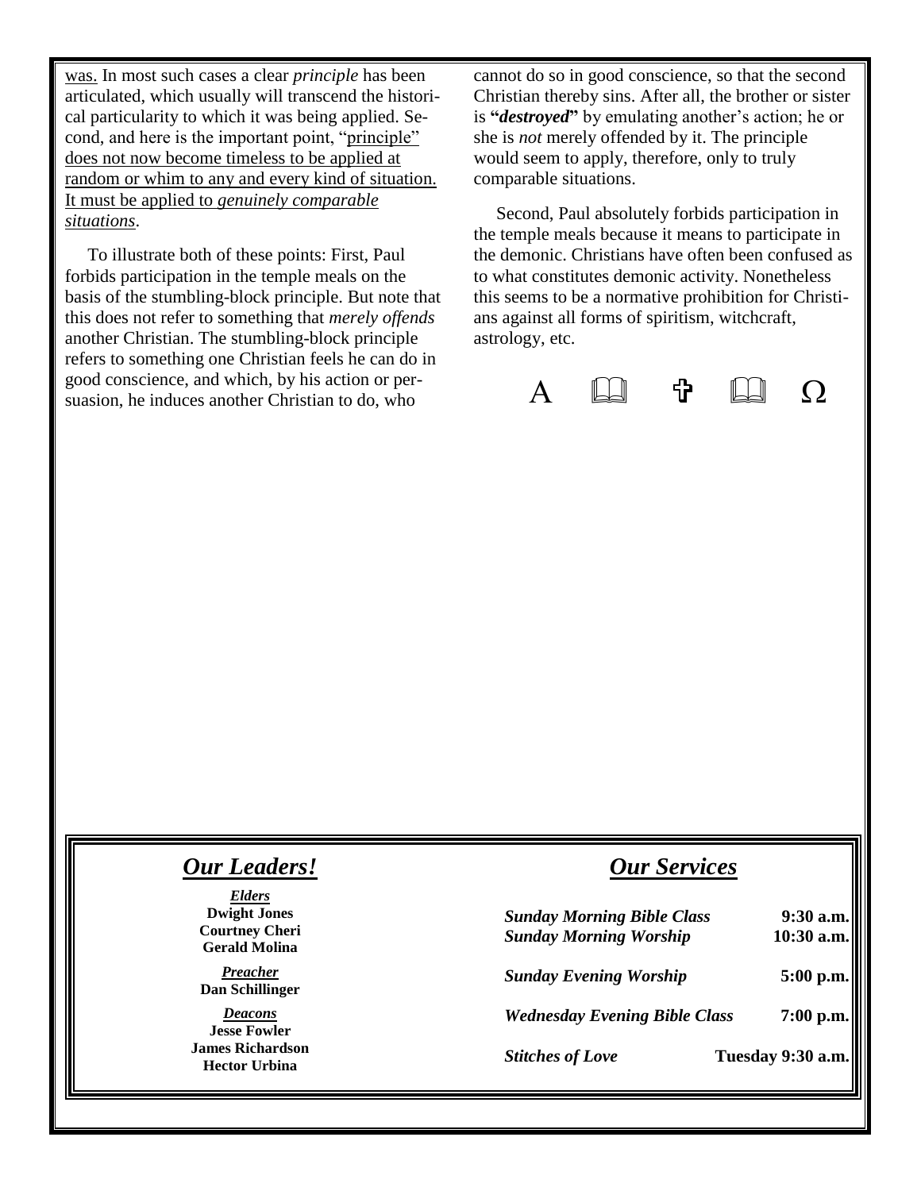was. In most such cases a clear *principle* has been articulated, which usually will transcend the historical particularity to which it was being applied. Second, and here is the important point, "principle" does not now become timeless to be applied at random or whim to any and every kind of situation. It must be applied to *genuinely comparable situations*.

To illustrate both of these points: First, Paul forbids participation in the temple meals on the basis of the stumbling-block principle. But note that this does not refer to something that *merely offends* another Christian. The stumbling-block principle refers to something one Christian feels he can do in good conscience, and which, by his action or persuasion, he induces another Christian to do, who cannot do so in good conscience, so that the second Christian thereby sins. After all, the brother or sister is **"*destroyed*"** by emulating another's action; he or she is *not* merely offended by it. The principle would seem to apply, therefore, only to truly comparable situations.

Second, Paul absolutely forbids participation in the temple meals because it means to participate in the demonic. Christians have often been confused as to what constitutes demonic activity. Nonetheless this seems to be a normative prohibition for Christians against all forms of spiritism, witchcraft, astrology, etc.

A 🕮 ✞ 🕮 Ω

## *Our Leaders!*

***Elders***
**Dwight Jones**
**Courtney Cheri**
**Gerald Molina**

***Preacher***
**Dan Schillinger**

***Deacons***
**Jesse Fowler**
**James Richardson**
**Hector Urbina**

## *Our Services*

| | |
|---|---|
| ***Sunday Morning Bible Class*** | **9:30 a.m.** |
| ***Sunday Morning Worship*** | **10:30 a.m.** |
| ***Sunday Evening Worship*** | **5:00 p.m.** |
| ***Wednesday Evening Bible Class*** | **7:00 p.m.** |
| ***Stitches of Love*** | **Tuesday 9:30 a.m.** |